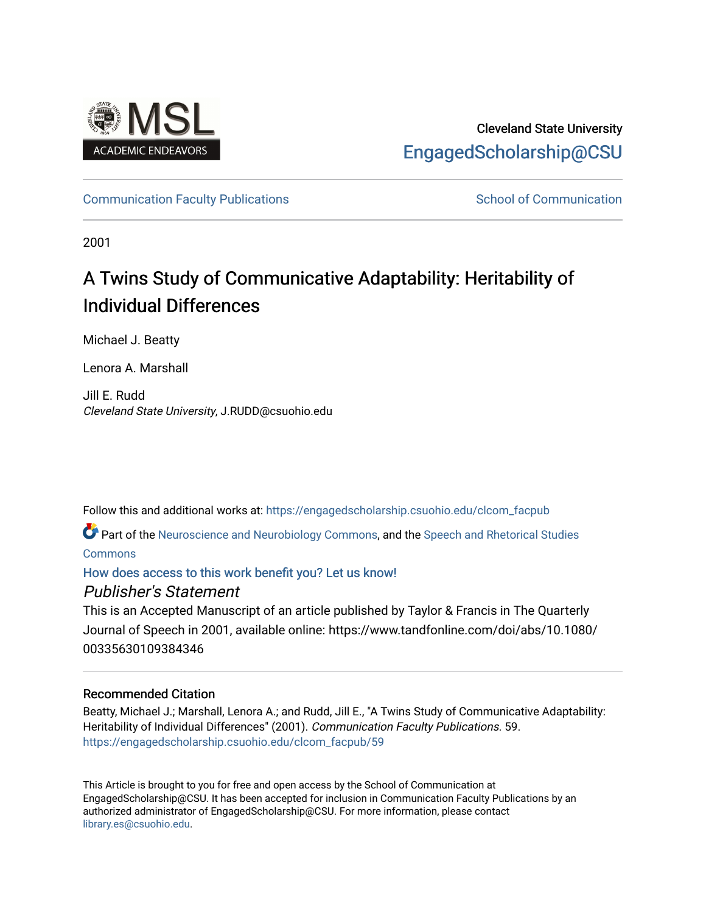MSL ACADEMIC ENDEAVORS

Cleveland State University

EngagedScholarship@CSU

Communication Faculty Publications

School of Communication

2001

# A Twins Study of Communicative Adaptability: Heritability of Individual Differences

Michael J. Beatty

Lenora A. Marshall

Jill E. Rudd
*Cleveland State University*, J.RUDD@csuohio.edu

Follow this and additional works at: https://engagedscholarship.csuohio.edu/clcom_facpub

Part of the Neuroscience and Neurobiology Commons, and the Speech and Rhetorical Studies Commons

How does access to this work benefit you? Let us know!

## *Publisher's Statement*

This is an Accepted Manuscript of an article published by Taylor & Francis in The Quarterly Journal of Speech in 2001, available online: https://www.tandfonline.com/doi/abs/10.1080/00335630109384346

### Recommended Citation

Beatty, Michael J.; Marshall, Lenora A.; and Rudd, Jill E., "A Twins Study of Communicative Adaptability: Heritability of Individual Differences" (2001). *Communication Faculty Publications*. 59.
https://engagedscholarship.csuohio.edu/clcom_facpub/59

This Article is brought to you for free and open access by the School of Communication at EngagedScholarship@CSU. It has been accepted for inclusion in Communication Faculty Publications by an authorized administrator of EngagedScholarship@CSU. For more information, please contact library.es@csuohio.edu.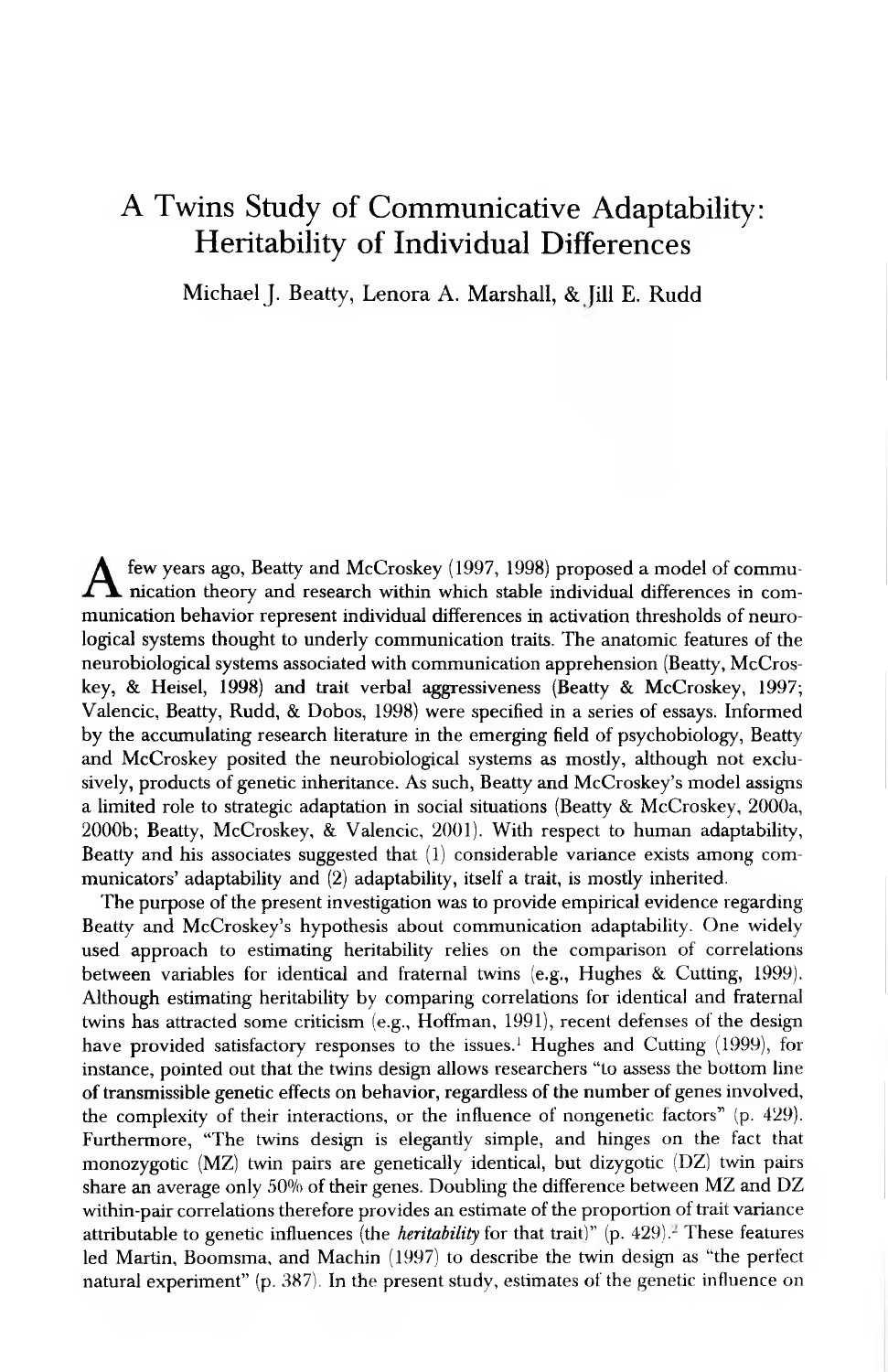# A Twins Study of Communicative Adaptability: Heritability of Individual Differences

Michael J. Beatty, Lenora A. Marshall, & Jill E. Rudd

A few years ago, Beatty and McCroskey (1997, 1998) proposed a model of communication theory and research within which stable individual differences in communication behavior represent individual differences in activation thresholds of neurological systems thought to underly communication traits. The anatomic features of the neurobiological systems associated with communication apprehension (Beatty, McCroskey, & Heisel, 1998) and trait verbal aggressiveness (Beatty & McCroskey, 1997; Valencic, Beatty, Rudd, & Dobos, 1998) were specified in a series of essays. Informed by the accumulating research literature in the emerging field of psychobiology, Beatty and McCroskey posited the neurobiological systems as mostly, although not exclusively, products of genetic inheritance. As such, Beatty and McCroskey's model assigns a limited role to strategic adaptation in social situations (Beatty & McCroskey, 2000a, 2000b; Beatty, McCroskey, & Valencic, 2001). With respect to human adaptability, Beatty and his associates suggested that (1) considerable variance exists among communicators' adaptability and (2) adaptability, itself a trait, is mostly inherited.

The purpose of the present investigation was to provide empirical evidence regarding Beatty and McCroskey's hypothesis about communication adaptability. One widely used approach to estimating heritability relies on the comparison of correlations between variables for identical and fraternal twins (e.g., Hughes & Cutting, 1999). Although estimating heritability by comparing correlations for identical and fraternal twins has attracted some criticism (e.g., Hoffman, 1991), recent defenses of the design have provided satisfactory responses to the issues.[1] Hughes and Cutting (1999), for instance, pointed out that the twins design allows researchers "to assess the bottom line of transmissible genetic effects on behavior, regardless of the number of genes involved, the complexity of their interactions, or the influence of nongenetic factors" (p. 429). Furthermore, "The twins design is elegantly simple, and hinges on the fact that monozygotic (MZ) twin pairs are genetically identical, but dizygotic (DZ) twin pairs share an average only 50% of their genes. Doubling the difference between MZ and DZ within-pair correlations therefore provides an estimate of the proportion of trait variance attributable to genetic influences (the *heritability* for that trait)" (p. 429).[2] These features led Martin, Boomsma, and Machin (1997) to describe the twin design as "the perfect natural experiment" (p. 387). In the present study, estimates of the genetic influence on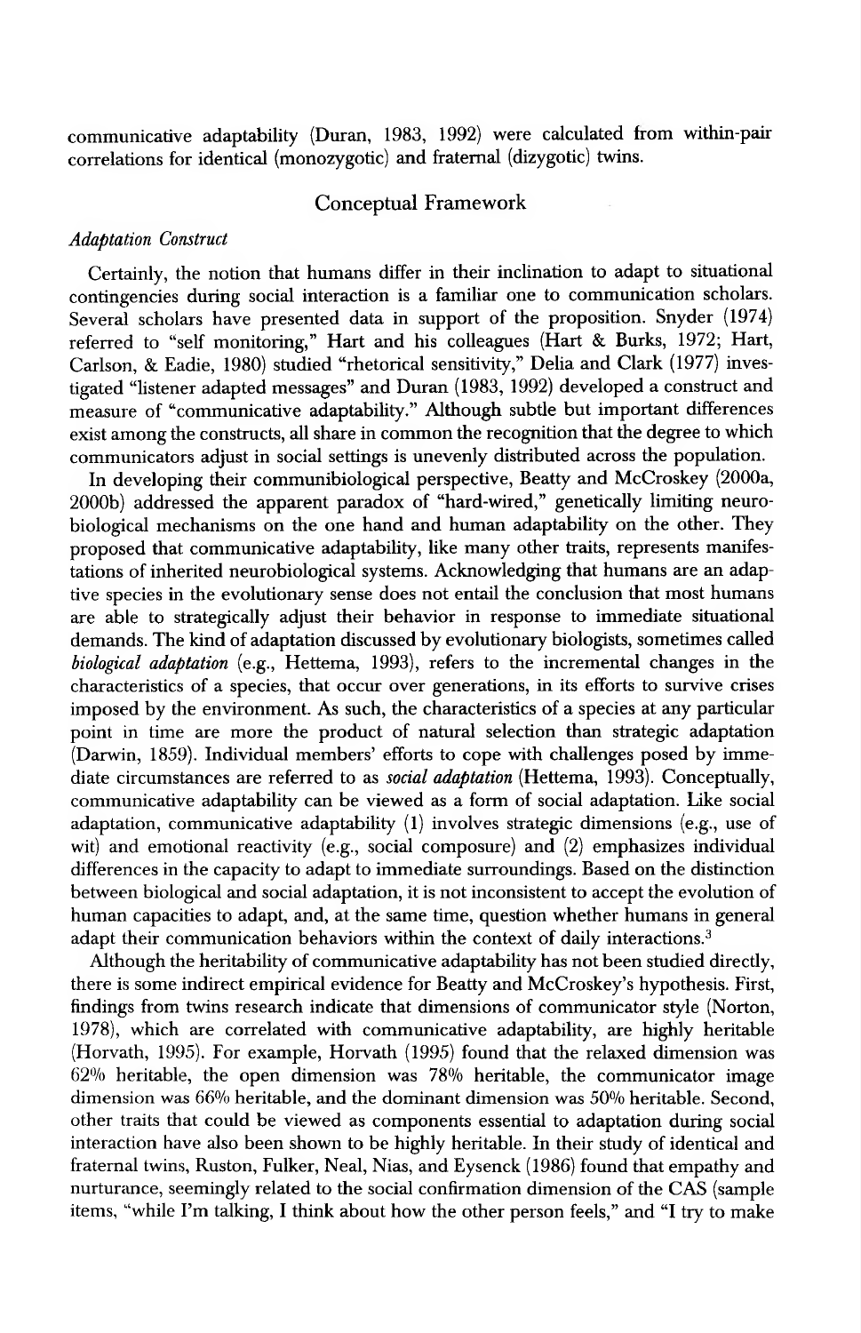communicative adaptability (Duran, 1983, 1992) were calculated from within-pair correlations for identical (monozygotic) and fraternal (dizygotic) twins.

## Conceptual Framework

### *Adaptation Construct*

Certainly, the notion that humans differ in their inclination to adapt to situational contingencies during social interaction is a familiar one to communication scholars. Several scholars have presented data in support of the proposition. Snyder (1974) referred to "self monitoring," Hart and his colleagues (Hart & Burks, 1972; Hart, Carlson, & Eadie, 1980) studied "rhetorical sensitivity," Delia and Clark (1977) investigated "listener adapted messages" and Duran (1983, 1992) developed a construct and measure of "communicative adaptability." Although subtle but important differences exist among the constructs, all share in common the recognition that the degree to which communicators adjust in social settings is unevenly distributed across the population.

In developing their communibiological perspective, Beatty and McCroskey (2000a, 2000b) addressed the apparent paradox of "hard-wired," genetically limiting neurobiological mechanisms on the one hand and human adaptability on the other. They proposed that communicative adaptability, like many other traits, represents manifestations of inherited neurobiological systems. Acknowledging that humans are an adaptive species in the evolutionary sense does not entail the conclusion that most humans are able to strategically adjust their behavior in response to immediate situational demands. The kind of adaptation discussed by evolutionary biologists, sometimes called ***biological adaptation*** (e.g., Hettema, 1993), refers to the incremental changes in the characteristics of a species, that occur over generations, in its efforts to survive crises imposed by the environment. As such, the characteristics of a species at any particular point in time are more the product of natural selection than strategic adaptation (Darwin, 1859). Individual members' efforts to cope with challenges posed by immediate circumstances are referred to as ***social adaptation*** (Hettema, 1993). Conceptually, communicative adaptability can be viewed as a form of social adaptation. Like social adaptation, communicative adaptability (1) involves strategic dimensions (e.g., use of wit) and emotional reactivity (e.g., social composure) and (2) emphasizes individual differences in the capacity to adapt to immediate surroundings. Based on the distinction between biological and social adaptation, it is not inconsistent to accept the evolution of human capacities to adapt, and, at the same time, question whether humans in general adapt their communication behaviors within the context of daily interactions.[3]

Although the heritability of communicative adaptability has not been studied directly, there is some indirect empirical evidence for Beatty and McCroskey's hypothesis. First, findings from twins research indicate that dimensions of communicator style (Norton, 1978), which are correlated with communicative adaptability, are highly heritable (Horvath, 1995). For example, Horvath (1995) found that the relaxed dimension was 62% heritable, the open dimension was 78% heritable, the communicator image dimension was 66% heritable, and the dominant dimension was 50% heritable. Second, other traits that could be viewed as components essential to adaptation during social interaction have also been shown to be highly heritable. In their study of identical and fraternal twins, Ruston, Fulker, Neal, Nias, and Eysenck (1986) found that empathy and nurturance, seemingly related to the social confirmation dimension of the CAS (sample items, "while I'm talking, I think about how the other person feels," and "I try to make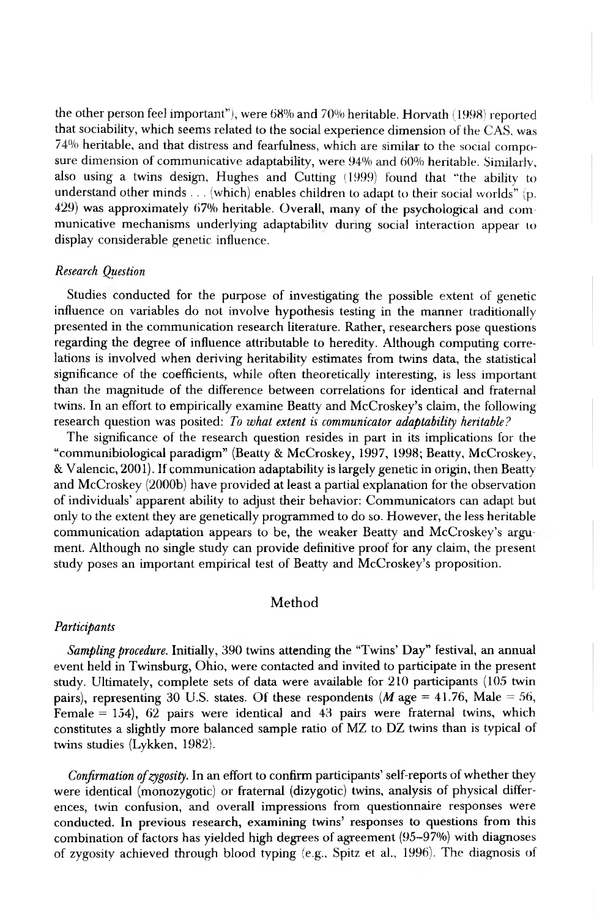the other person feel important"), were 68% and 70% heritable. Horvath (1998) reported that sociability, which seems related to the social experience dimension of the CAS, was 74% heritable, and that distress and fearfulness, which are similar to the social composure dimension of communicative adaptability, were 94% and 60% heritable. Similarly, also using a twins design, Hughes and Cutting (1999) found that "the ability to understand other minds . . . (which) enables children to adapt to their social worlds" (p. 429) was approximately 67% heritable. Overall, many of the psychological and communicative mechanisms underlying adaptability during social interaction appear to display considerable genetic influence.

### *Research Question*

Studies conducted for the purpose of investigating the possible extent of genetic influence on variables do not involve hypothesis testing in the manner traditionally presented in the communication research literature. Rather, researchers pose questions regarding the degree of influence attributable to heredity. Although computing correlations is involved when deriving heritability estimates from twins data, the statistical significance of the coefficients, while often theoretically interesting, is less important than the magnitude of the difference between correlations for identical and fraternal twins. In an effort to empirically examine Beatty and McCroskey's claim, the following research question was posited: *To what extent is communicator adaptability heritable?*

The significance of the research question resides in part in its implications for the "communibiological paradigm" (Beatty & McCroskey, 1997, 1998; Beatty, McCroskey, & Valencic, 2001). If communication adaptability is largely genetic in origin, then Beatty and McCroskey (2000b) have provided at least a partial explanation for the observation of individuals' apparent ability to adjust their behavior: Communicators can adapt but only to the extent they are genetically programmed to do so. However, the less heritable communication adaptation appears to be, the weaker Beatty and McCroskey's argument. Although no single study can provide definitive proof for any claim, the present study poses an important empirical test of Beatty and McCroskey's proposition.

## Method

### *Participants*

*Sampling procedure.* Initially, 390 twins attending the "Twins' Day" festival, an annual event held in Twinsburg, Ohio, were contacted and invited to participate in the present study. Ultimately, complete sets of data were available for 210 participants (105 twin pairs), representing 30 U.S. states. Of these respondents ($M$ age = 41.76, Male = 56, Female = 154), 62 pairs were identical and 43 pairs were fraternal twins, which constitutes a slightly more balanced sample ratio of MZ to DZ twins than is typical of twins studies (Lykken, 1982).

*Confirmation of zygosity.* In an effort to confirm participants' self-reports of whether they were identical (monozygotic) or fraternal (dizygotic) twins, analysis of physical differences, twin confusion, and overall impressions from questionnaire responses were conducted. In previous research, examining twins' responses to questions from this combination of factors has yielded high degrees of agreement (95–97%) with diagnoses of zygosity achieved through blood typing (e.g., Spitz et al., 1996). The diagnosis of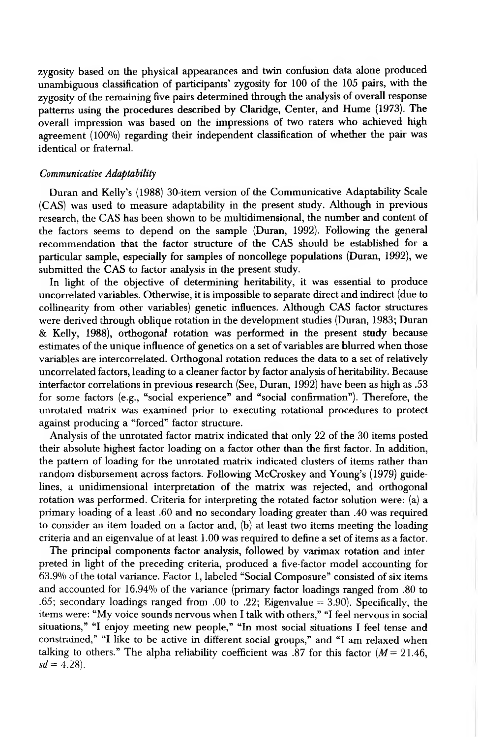zygosity based on the physical appearances and twin confusion data alone produced unambiguous classification of participants' zygosity for 100 of the 105 pairs, with the zygosity of the remaining five pairs determined through the analysis of overall response patterns using the procedures described by Claridge, Center, and Hume (1973). The overall impression was based on the impressions of two raters who achieved high agreement (100%) regarding their independent classification of whether the pair was identical or fraternal.

### *Communicative Adaptability*

Duran and Kelly's (1988) 30-item version of the Communicative Adaptability Scale (CAS) was used to measure adaptability in the present study. Although in previous research, the CAS has been shown to be multidimensional, the number and content of the factors seems to depend on the sample (Duran, 1992). Following the general recommendation that the factor structure of the CAS should be established for a particular sample, especially for samples of noncollege populations (Duran, 1992), we submitted the CAS to factor analysis in the present study.

In light of the objective of determining heritability, it was essential to produce uncorrelated variables. Otherwise, it is impossible to separate direct and indirect (due to collinearity from other variables) genetic influences. Although CAS factor structures were derived through oblique rotation in the development studies (Duran, 1983; Duran & Kelly, 1988), orthogonal rotation was performed in the present study because estimates of the unique influence of genetics on a set of variables are blurred when those variables are intercorrelated. Orthogonal rotation reduces the data to a set of relatively uncorrelated factors, leading to a cleaner factor by factor analysis of heritability. Because interfactor correlations in previous research (See, Duran, 1992) have been as high as .53 for some factors (e.g., "social experience" and "social confirmation"). Therefore, the unrotated matrix was examined prior to executing rotational procedures to protect against producing a "forced" factor structure.

Analysis of the unrotated factor matrix indicated that only 22 of the 30 items posted their absolute highest factor loading on a factor other than the first factor. In addition, the pattern of loading for the unrotated matrix indicated clusters of items rather than random disbursement across factors. Following McCroskey and Young's (1979) guidelines, a unidimensional interpretation of the matrix was rejected, and orthogonal rotation was performed. Criteria for interpreting the rotated factor solution were: (a) a primary loading of a least .60 and no secondary loading greater than .40 was required to consider an item loaded on a factor and, (b) at least two items meeting the loading criteria and an eigenvalue of at least 1.00 was required to define a set of items as a factor.

The principal components factor analysis, followed by varimax rotation and interpreted in light of the preceding criteria, produced a five-factor model accounting for 63.9% of the total variance. Factor 1, labeled "Social Composure" consisted of six items and accounted for 16.94% of the variance (primary factor loadings ranged from .80 to .65; secondary loadings ranged from .00 to .22; Eigenvalue = 3.90). Specifically, the items were: "My voice sounds nervous when I talk with others," "I feel nervous in social situations," "I enjoy meeting new people," "In most social situations I feel tense and constrained," "I like to be active in different social groups," and "I am relaxed when talking to others." The alpha reliability coefficient was .87 for this factor ($M = 21.46$, $sd = 4.28$).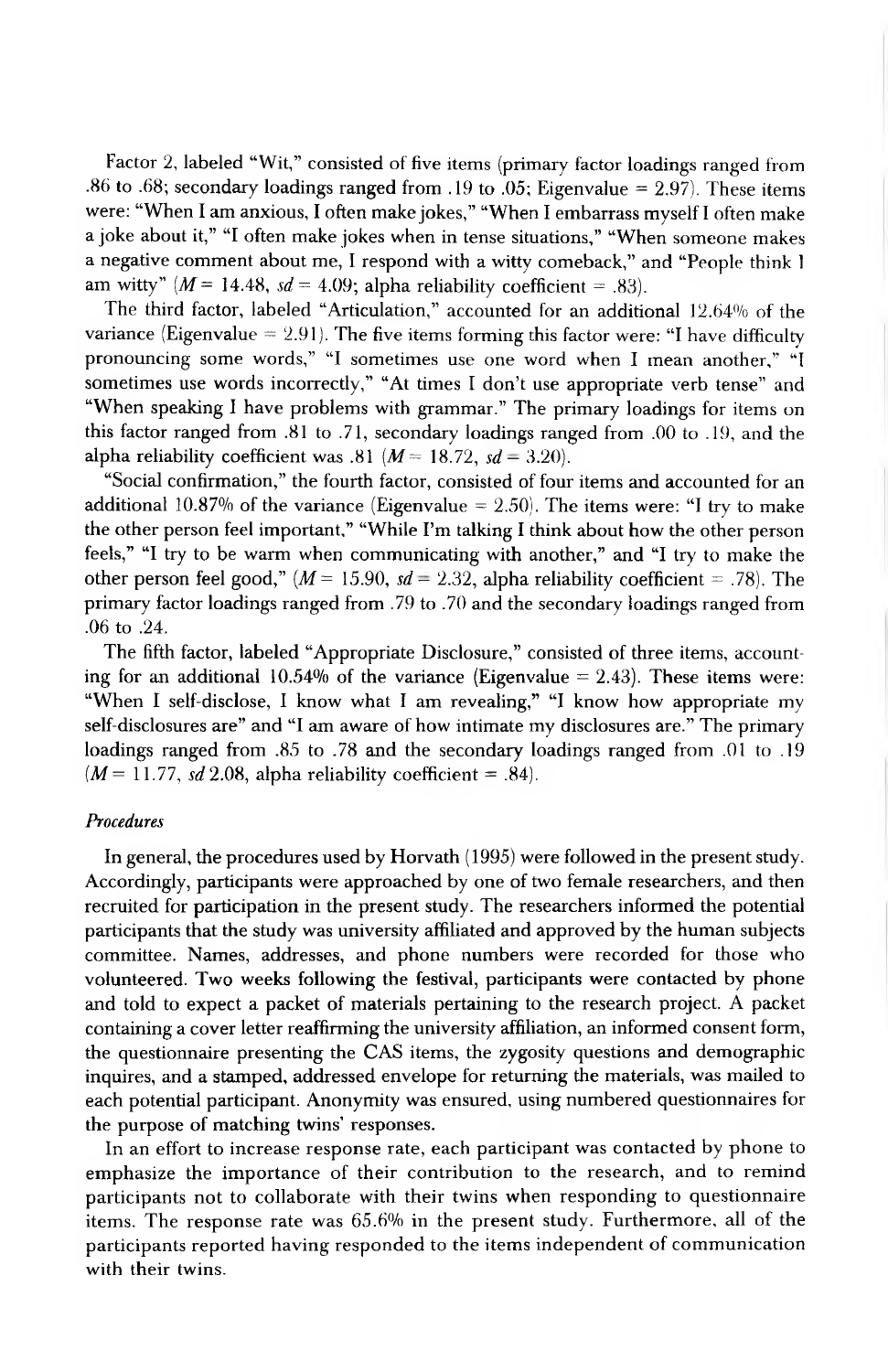Factor 2, labeled "Wit," consisted of five items (primary factor loadings ranged from .86 to .68; secondary loadings ranged from .19 to .05; Eigenvalue = 2.97). These items were: "When I am anxious, I often make jokes," "When I embarrass myself I often make a joke about it," "I often make jokes when in tense situations," "When someone makes a negative comment about me, I respond with a witty comeback," and "People think I am witty" ($M$ = 14.48, $sd$ = 4.09; alpha reliability coefficient = .83).

The third factor, labeled "Articulation," accounted for an additional 12.64% of the variance (Eigenvalue = 2.91). The five items forming this factor were: "I have difficulty pronouncing some words," "I sometimes use one word when I mean another," "I sometimes use words incorrectly," "At times I don't use appropriate verb tense" and "When speaking I have problems with grammar." The primary loadings for items on this factor ranged from .81 to .71, secondary loadings ranged from .00 to .19, and the alpha reliability coefficient was .81 ($M$ = 18.72, $sd$ = 3.20).

"Social confirmation," the fourth factor, consisted of four items and accounted for an additional 10.87% of the variance (Eigenvalue = 2.50). The items were: "I try to make the other person feel important," "While I'm talking I think about how the other person feels," "I try to be warm when communicating with another," and "I try to make the other person feel good," ($M$ = 15.90, $sd$ = 2.32, alpha reliability coefficient = .78). The primary factor loadings ranged from .79 to .70 and the secondary loadings ranged from .06 to .24.

The fifth factor, labeled "Appropriate Disclosure," consisted of three items, accounting for an additional 10.54% of the variance (Eigenvalue = 2.43). These items were: "When I self-disclose, I know what I am revealing," "I know how appropriate my self-disclosures are" and "I am aware of how intimate my disclosures are." The primary loadings ranged from .85 to .78 and the secondary loadings ranged from .01 to .19 ($M$ = 11.77, $sd$ 2.08, alpha reliability coefficient = .84).

### *Procedures*

In general, the procedures used by Horvath (1995) were followed in the present study. Accordingly, participants were approached by one of two female researchers, and then recruited for participation in the present study. The researchers informed the potential participants that the study was university affiliated and approved by the human subjects committee. Names, addresses, and phone numbers were recorded for those who volunteered. Two weeks following the festival, participants were contacted by phone and told to expect a packet of materials pertaining to the research project. A packet containing a cover letter reaffirming the university affiliation, an informed consent form, the questionnaire presenting the CAS items, the zygosity questions and demographic inquires, and a stamped, addressed envelope for returning the materials, was mailed to each potential participant. Anonymity was ensured, using numbered questionnaires for the purpose of matching twins' responses.

In an effort to increase response rate, each participant was contacted by phone to emphasize the importance of their contribution to the research, and to remind participants not to collaborate with their twins when responding to questionnaire items. The response rate was 65.6% in the present study. Furthermore, all of the participants reported having responded to the items independent of communication with their twins.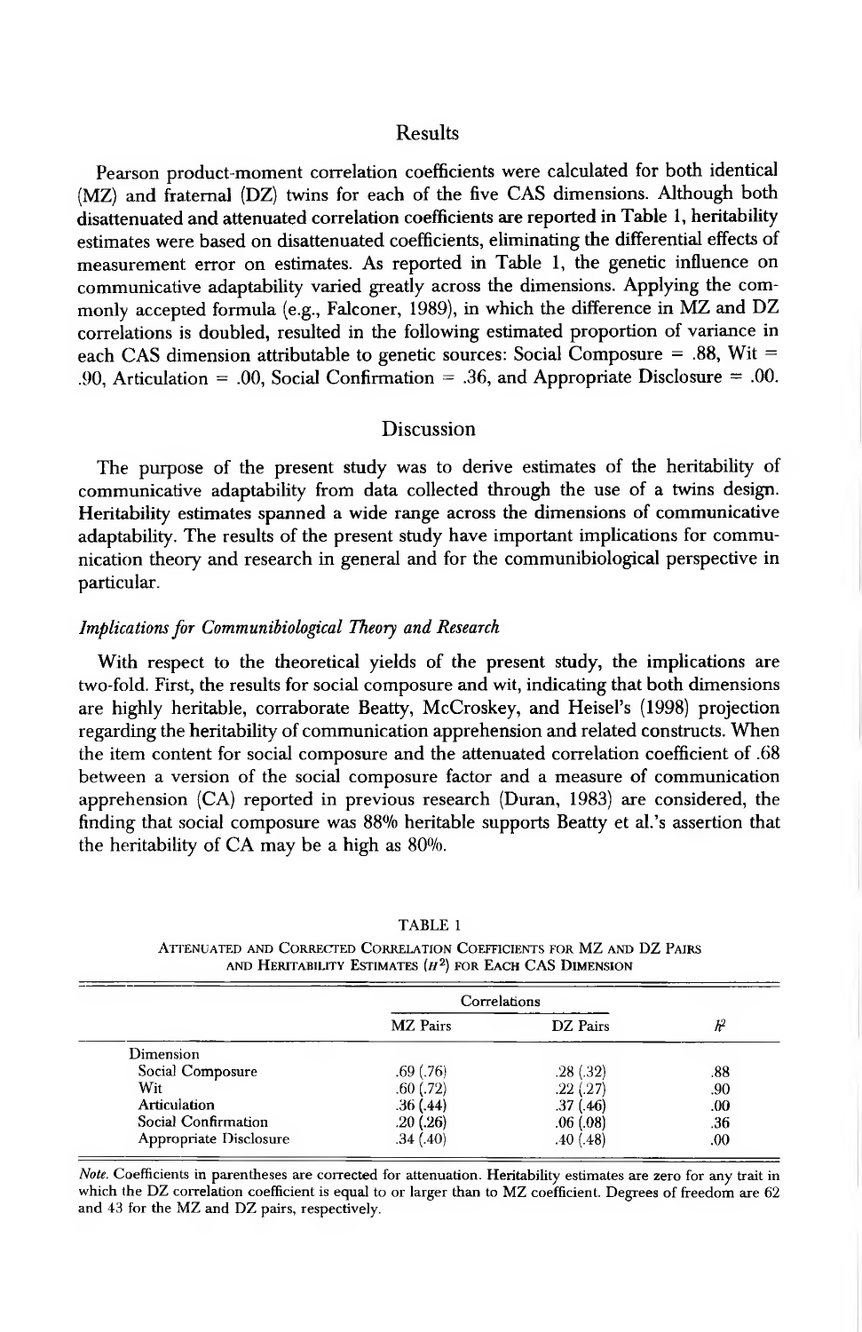## Results

Pearson product-moment correlation coefficients were calculated for both identical (MZ) and fraternal (DZ) twins for each of the five CAS dimensions. Although both disattenuated and attenuated correlation coefficients are reported in Table 1, heritability estimates were based on disattenuated coefficients, eliminating the differential effects of measurement error on estimates. As reported in Table 1, the genetic influence on communicative adaptability varied greatly across the dimensions. Applying the commonly accepted formula (e.g., Falconer, 1989), in which the difference in MZ and DZ correlations is doubled, resulted in the following estimated proportion of variance in each CAS dimension attributable to genetic sources: Social Composure = .88, Wit = .90, Articulation = .00, Social Confirmation = .36, and Appropriate Disclosure = .00.

## Discussion

The purpose of the present study was to derive estimates of the heritability of communicative adaptability from data collected through the use of a twins design. Heritability estimates spanned a wide range across the dimensions of communicative adaptability. The results of the present study have important implications for communication theory and research in general and for the communibiological perspective in particular.

### *Implications for Communibiological Theory and Research*

With respect to the theoretical yields of the present study, the implications are two-fold. First, the results for social composure and wit, indicating that both dimensions are highly heritable, corraborate Beatty, McCroskey, and Heisel's (1998) projection regarding the heritability of communication apprehension and related constructs. When the item content for social composure and the attenuated correlation coefficient of .68 between a version of the social composure factor and a measure of communication apprehension (CA) reported in previous research (Duran, 1983) are considered, the finding that social composure was 88% heritable supports Beatty et al.'s assertion that the heritability of CA may be a high as 80%.

TABLE 1

Attenuated and Corrected Correlation Coefficients for MZ and DZ Pairs and Heritability Estimates ($H^2$) for Each CAS Dimension

| | Correlations | | |
|---|---|---|---|
| | MZ Pairs | DZ Pairs | $H^2$ |
| Dimension | | | |
| Social Composure | .69 (.76) | .28 (.32) | .88 |
| Wit | .60 (.72) | .22 (.27) | .90 |
| Articulation | .36 (.44) | .37 (.46) | .00 |
| Social Confirmation | .20 (.26) | .06 (.08) | .36 |
| Appropriate Disclosure | .34 (.40) | .40 (.48) | .00 |

*Note.* Coefficients in parentheses are corrected for attenuation. Heritability estimates are zero for any trait in which the DZ correlation coefficient is equal to or larger than to MZ coefficient. Degrees of freedom are 62 and 43 for the MZ and DZ pairs, respectively.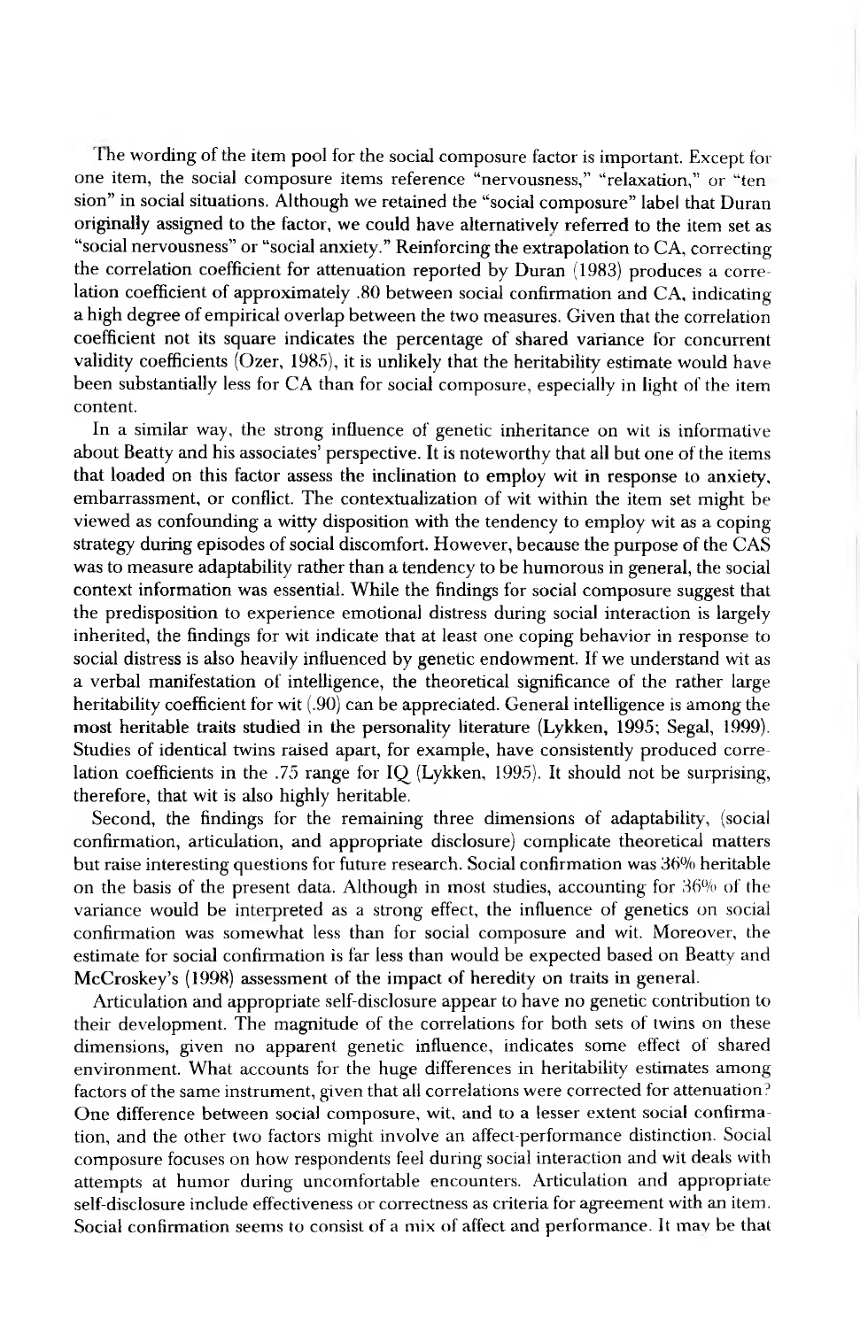The wording of the item pool for the social composure factor is important. Except for one item, the social composure items reference "nervousness," "relaxation," or "tension" in social situations. Although we retained the "social composure" label that Duran originally assigned to the factor, we could have alternatively referred to the item set as "social nervousness" or "social anxiety." Reinforcing the extrapolation to CA, correcting the correlation coefficient for attenuation reported by Duran (1983) produces a correlation coefficient of approximately .80 between social confirmation and CA, indicating a high degree of empirical overlap between the two measures. Given that the correlation coefficient not its square indicates the percentage of shared variance for concurrent validity coefficients (Ozer, 1985), it is unlikely that the heritability estimate would have been substantially less for CA than for social composure, especially in light of the item content.

In a similar way, the strong influence of genetic inheritance on wit is informative about Beatty and his associates' perspective. It is noteworthy that all but one of the items that loaded on this factor assess the inclination to employ wit in response to anxiety, embarrassment, or conflict. The contextualization of wit within the item set might be viewed as confounding a witty disposition with the tendency to employ wit as a coping strategy during episodes of social discomfort. However, because the purpose of the CAS was to measure adaptability rather than a tendency to be humorous in general, the social context information was essential. While the findings for social composure suggest that the predisposition to experience emotional distress during social interaction is largely inherited, the findings for wit indicate that at least one coping behavior in response to social distress is also heavily influenced by genetic endowment. If we understand wit as a verbal manifestation of intelligence, the theoretical significance of the rather large heritability coefficient for wit (.90) can be appreciated. General intelligence is among the most heritable traits studied in the personality literature (Lykken, 1995; Segal, 1999). Studies of identical twins raised apart, for example, have consistently produced correlation coefficients in the .75 range for IQ (Lykken, 1995). It should not be surprising, therefore, that wit is also highly heritable.

Second, the findings for the remaining three dimensions of adaptability, (social confirmation, articulation, and appropriate disclosure) complicate theoretical matters but raise interesting questions for future research. Social confirmation was 36% heritable on the basis of the present data. Although in most studies, accounting for 36% of the variance would be interpreted as a strong effect, the influence of genetics on social confirmation was somewhat less than for social composure and wit. Moreover, the estimate for social confirmation is far less than would be expected based on Beatty and McCroskey's (1998) assessment of the impact of heredity on traits in general.

Articulation and appropriate self-disclosure appear to have no genetic contribution to their development. The magnitude of the correlations for both sets of twins on these dimensions, given no apparent genetic influence, indicates some effect of shared environment. What accounts for the huge differences in heritability estimates among factors of the same instrument, given that all correlations were corrected for attenuation? One difference between social composure, wit, and to a lesser extent social confirmation, and the other two factors might involve an affect-performance distinction. Social composure focuses on how respondents feel during social interaction and wit deals with attempts at humor during uncomfortable encounters. Articulation and appropriate self-disclosure include effectiveness or correctness as criteria for agreement with an item. Social confirmation seems to consist of a mix of affect and performance. It may be that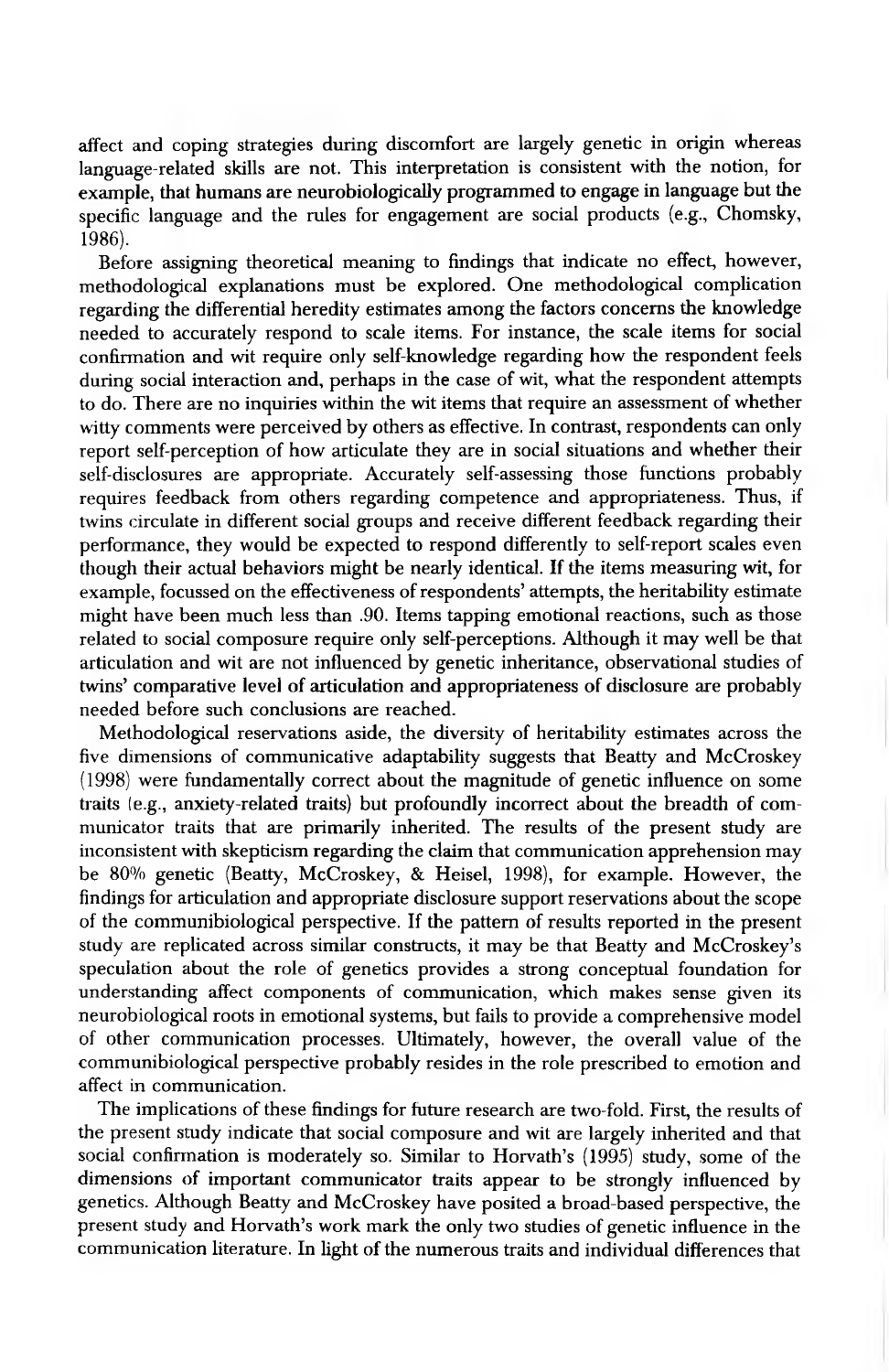affect and coping strategies during discomfort are largely genetic in origin whereas language-related skills are not. This interpretation is consistent with the notion, for example, that humans are neurobiologically programmed to engage in language but the specific language and the rules for engagement are social products (e.g., Chomsky, 1986).

Before assigning theoretical meaning to findings that indicate no effect, however, methodological explanations must be explored. One methodological complication regarding the differential heredity estimates among the factors concerns the knowledge needed to accurately respond to scale items. For instance, the scale items for social confirmation and wit require only self-knowledge regarding how the respondent feels during social interaction and, perhaps in the case of wit, what the respondent attempts to do. There are no inquiries within the wit items that require an assessment of whether witty comments were perceived by others as effective. In contrast, respondents can only report self-perception of how articulate they are in social situations and whether their self-disclosures are appropriate. Accurately self-assessing those functions probably requires feedback from others regarding competence and appropriateness. Thus, if twins circulate in different social groups and receive different feedback regarding their performance, they would be expected to respond differently to self-report scales even though their actual behaviors might be nearly identical. If the items measuring wit, for example, focussed on the effectiveness of respondents' attempts, the heritability estimate might have been much less than .90. Items tapping emotional reactions, such as those related to social composure require only self-perceptions. Although it may well be that articulation and wit are not influenced by genetic inheritance, observational studies of twins' comparative level of articulation and appropriateness of disclosure are probably needed before such conclusions are reached.

Methodological reservations aside, the diversity of heritability estimates across the five dimensions of communicative adaptability suggests that Beatty and McCroskey (1998) were fundamentally correct about the magnitude of genetic influence on some traits (e.g., anxiety-related traits) but profoundly incorrect about the breadth of communicator traits that are primarily inherited. The results of the present study are inconsistent with skepticism regarding the claim that communication apprehension may be 80% genetic (Beatty, McCroskey, & Heisel, 1998), for example. However, the findings for articulation and appropriate disclosure support reservations about the scope of the communibiological perspective. If the pattern of results reported in the present study are replicated across similar constructs, it may be that Beatty and McCroskey's speculation about the role of genetics provides a strong conceptual foundation for understanding affect components of communication, which makes sense given its neurobiological roots in emotional systems, but fails to provide a comprehensive model of other communication processes. Ultimately, however, the overall value of the communibiological perspective probably resides in the role prescribed to emotion and affect in communication.

The implications of these findings for future research are two-fold. First, the results of the present study indicate that social composure and wit are largely inherited and that social confirmation is moderately so. Similar to Horvath's (1995) study, some of the dimensions of important communicator traits appear to be strongly influenced by genetics. Although Beatty and McCroskey have posited a broad-based perspective, the present study and Horvath's work mark the only two studies of genetic influence in the communication literature. In light of the numerous traits and individual differences that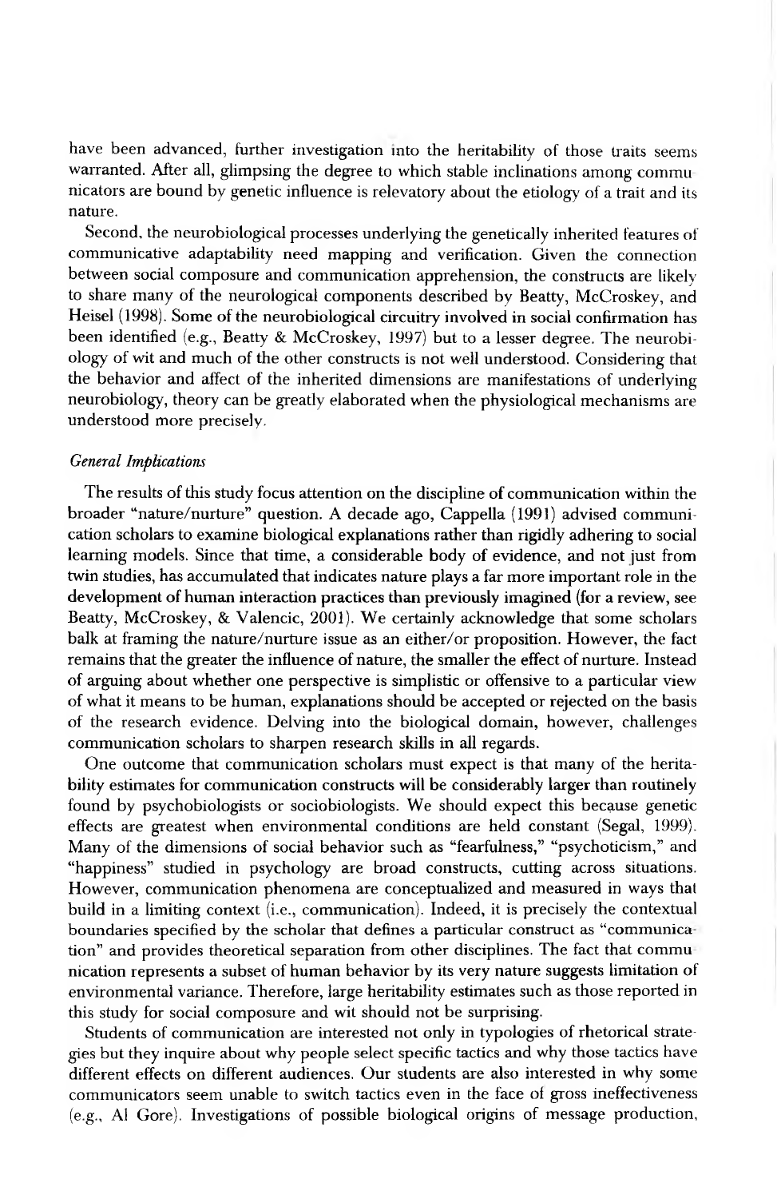have been advanced, further investigation into the heritability of those traits seems warranted. After all, glimpsing the degree to which stable inclinations among communicators are bound by genetic influence is relevatory about the etiology of a trait and its nature.

Second, the neurobiological processes underlying the genetically inherited features of communicative adaptability need mapping and verification. Given the connection between social composure and communication apprehension, the constructs are likely to share many of the neurological components described by Beatty, McCroskey, and Heisel (1998). Some of the neurobiological circuitry involved in social confirmation has been identified (e.g., Beatty & McCroskey, 1997) but to a lesser degree. The neurobiology of wit and much of the other constructs is not well understood. Considering that the behavior and affect of the inherited dimensions are manifestations of underlying neurobiology, theory can be greatly elaborated when the physiological mechanisms are understood more precisely.

*General Implications*

The results of this study focus attention on the discipline of communication within the broader "nature/nurture" question. A decade ago, Cappella (1991) advised communication scholars to examine biological explanations rather than rigidly adhering to social learning models. Since that time, a considerable body of evidence, and not just from twin studies, has accumulated that indicates nature plays a far more important role in the development of human interaction practices than previously imagined (for a review, see Beatty, McCroskey, & Valencic, 2001). We certainly acknowledge that some scholars balk at framing the nature/nurture issue as an either/or proposition. However, the fact remains that the greater the influence of nature, the smaller the effect of nurture. Instead of arguing about whether one perspective is simplistic or offensive to a particular view of what it means to be human, explanations should be accepted or rejected on the basis of the research evidence. Delving into the biological domain, however, challenges communication scholars to sharpen research skills in all regards.

One outcome that communication scholars must expect is that many of the heritability estimates for communication constructs will be considerably larger than routinely found by psychobiologists or sociobiologists. We should expect this because genetic effects are greatest when environmental conditions are held constant (Segal, 1999). Many of the dimensions of social behavior such as "fearfulness," "psychoticism," and "happiness" studied in psychology are broad constructs, cutting across situations. However, communication phenomena are conceptualized and measured in ways that build in a limiting context (i.e., communication). Indeed, it is precisely the contextual boundaries specified by the scholar that defines a particular construct as "communication" and provides theoretical separation from other disciplines. The fact that communication represents a subset of human behavior by its very nature suggests limitation of environmental variance. Therefore, large heritability estimates such as those reported in this study for social composure and wit should not be surprising.

Students of communication are interested not only in typologies of rhetorical strategies but they inquire about why people select specific tactics and why those tactics have different effects on different audiences. Our students are also interested in why some communicators seem unable to switch tactics even in the face of gross ineffectiveness (e.g., Al Gore). Investigations of possible biological origins of message production,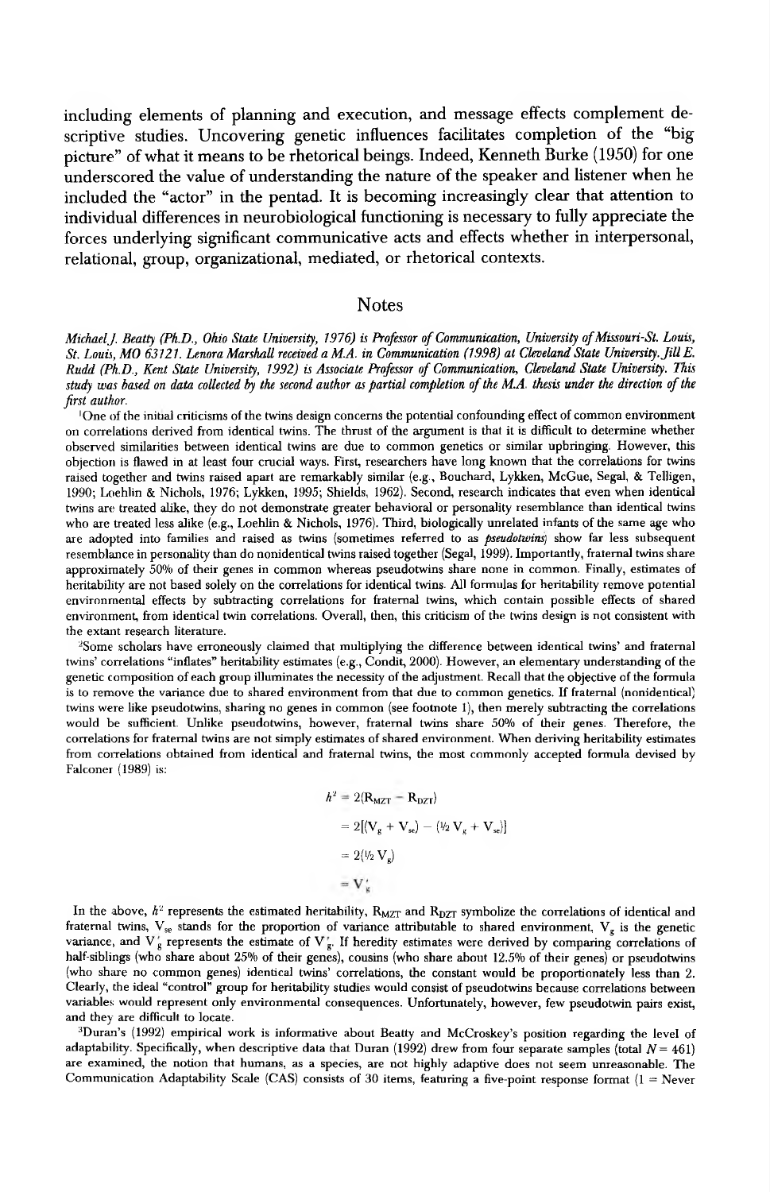including elements of planning and execution, and message effects complement descriptive studies. Uncovering genetic influences facilitates completion of the "big picture" of what it means to be rhetorical beings. Indeed, Kenneth Burke (1950) for one underscored the value of understanding the nature of the speaker and listener when he included the "actor" in the pentad. It is becoming increasingly clear that attention to individual differences in neurobiological functioning is necessary to fully appreciate the forces underlying significant communicative acts and effects whether in interpersonal, relational, group, organizational, mediated, or rhetorical contexts.

## Notes

*Michael J. Beatty (Ph.D., Ohio State University, 1976) is Professor of Communication, University of Missouri-St. Louis, St. Louis, MO 63121. Lenora Marshall received a M.A. in Communication (1998) at Cleveland State University. Jill E. Rudd (Ph.D., Kent State University, 1992) is Associate Professor of Communication, Cleveland State University. This study was based on data collected by the second author as partial completion of the M.A. thesis under the direction of the first author.*

[1]One of the initial criticisms of the twins design concerns the potential confounding effect of common environment on correlations derived from identical twins. The thrust of the argument is that it is difficult to determine whether observed similarities between identical twins are due to common genetics or similar upbringing. However, this objection is flawed in at least four crucial ways. First, researchers have long known that the correlations for twins raised together and twins raised apart are remarkably similar (e.g., Bouchard, Lykken, McGue, Segal, & Telligen, 1990; Loehlin & Nichols, 1976; Lykken, 1995; Shields, 1962). Second, research indicates that even when identical twins are treated alike, they do not demonstrate greater behavioral or personality resemblance than identical twins who are treated less alike (e.g., Loehlin & Nichols, 1976). Third, biologically unrelated infants of the same age who are adopted into families and raised as twins (sometimes referred to as *pseudotwins*) show far less subsequent resemblance in personality than do nonidentical twins raised together (Segal, 1999). Importantly, fraternal twins share approximately 50% of their genes in common whereas pseudotwins share none in common. Finally, estimates of heritability are not based solely on the correlations for identical twins. All formulas for heritability remove potential environmental effects by subtracting correlations for fraternal twins, which contain possible effects of shared environment, from identical twin correlations. Overall, then, this criticism of the twins design is not consistent with the extant research literature.

[2]Some scholars have erroneously claimed that multiplying the difference between identical twins' and fraternal twins' correlations "inflates" heritability estimates (e.g., Condit, 2000). However, an elementary understanding of the genetic composition of each group illuminates the necessity of the adjustment. Recall that the objective of the formula is to remove the variance due to shared environment from that due to common genetics. If fraternal (nonidentical) twins were like pseudotwins, sharing no genes in common (see footnote 1), then merely subtracting the correlations would be sufficient. Unlike pseudotwins, however, fraternal twins share 50% of their genes. Therefore, the correlations for fraternal twins are not simply estimates of shared environment. When deriving heritability estimates from correlations obtained from identical and fraternal twins, the most commonly accepted formula devised by Falconer (1989) is:

$$
\begin{aligned}
h^2 &= 2(R_{MZT} - R_{DZT}) \\
&= 2[(V_g + V_{se}) - (\tfrac{1}{2} V_g + V_{se})] \\
&= 2(\tfrac{1}{2} V_g) \\
&= V'_g
\end{aligned}
$$

In the above, $h^2$ represents the estimated heritability, $R_{MZT}$ and $R_{DZT}$ symbolize the correlations of identical and fraternal twins, $V_{se}$ stands for the proportion of variance attributable to shared environment, $V_g$ is the genetic variance, and $V'_g$ represents the estimate of $V'_g$. If heredity estimates were derived by comparing correlations of half-siblings (who share about 25% of their genes), cousins (who share about 12.5% of their genes) or pseudotwins (who share no common genes) identical twins' correlations, the constant would be proportionately less than 2. Clearly, the ideal "control" group for heritability studies would consist of pseudotwins because correlations between variables would represent only environmental consequences. Unfortunately, however, few pseudotwin pairs exist, and they are difficult to locate.

[3]Duran's (1992) empirical work is informative about Beatty and McCroskey's position regarding the level of adaptability. Specifically, when descriptive data that Duran (1992) drew from four separate samples (total $N = 461$) are examined, the notion that humans, as a species, are not highly adaptive does not seem unreasonable. The Communication Adaptability Scale (CAS) consists of 30 items, featuring a five-point response format (1 = Never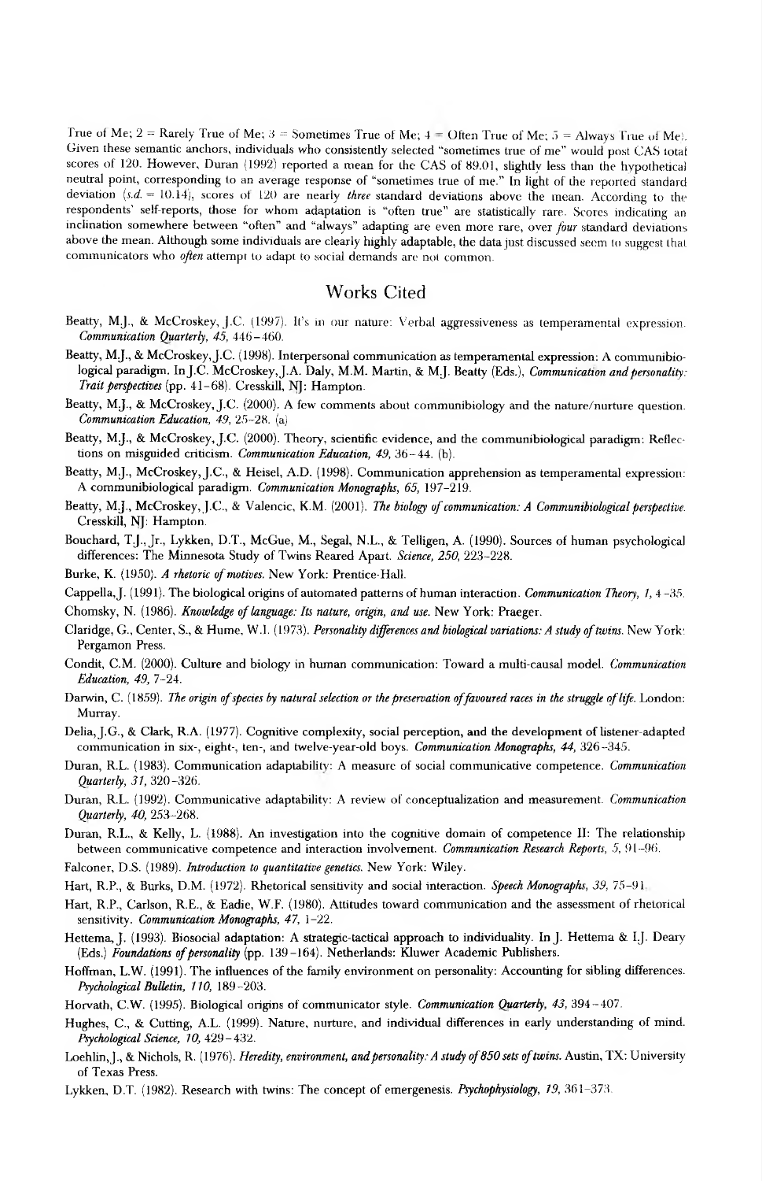True of Me; 2 = Rarely True of Me; 3 = Sometimes True of Me; 4 = Often True of Me; 5 = Always True of Me). Given these semantic anchors, individuals who consistently selected "sometimes true of me" would post CAS total scores of 120. However, Duran (1992) reported a mean for the CAS of 89.01, slightly less than the hypothetical neutral point, corresponding to an average response of "sometimes true of me." In light of the reported standard deviation (*s.d.* = 10.14), scores of 120 are nearly *three* standard deviations above the mean. According to the respondents' self-reports, those for whom adaptation is "often true" are statistically rare. Scores indicating an inclination somewhere between "often" and "always" adapting are even more rare, over *four* standard deviations above the mean. Although some individuals are clearly highly adaptable, the data just discussed seem to suggest that communicators who *often* attempt to adapt to social demands are not common.

## Works Cited

Beatty, M.J., & McCroskey, J.C. (1997). It's in our nature: Verbal aggressiveness as temperamental expression. *Communication Quarterly, 45*, 446–460.

Beatty, M.J., & McCroskey, J.C. (1998). Interpersonal communication as temperamental expression: A communibiological paradigm. In J.C. McCroskey, J.A. Daly, M.M. Martin, & M.J. Beatty (Eds.), *Communication and personality: Trait perspectives* (pp. 41–68). Cresskill, NJ: Hampton.

Beatty, M.J., & McCroskey, J.C. (2000). A few comments about communibiology and the nature/nurture question. *Communication Education, 49*, 25–28. (a)

Beatty, M.J., & McCroskey, J.C. (2000). Theory, scientific evidence, and the communibiological paradigm: Reflections on misguided criticism. *Communication Education, 49*, 36–44. (b).

Beatty, M.J., McCroskey, J.C., & Heisel, A.D. (1998). Communication apprehension as temperamental expression: A communibiological paradigm. *Communication Monographs, 65*, 197–219.

Beatty, M.J., McCroskey, J.C., & Valencic, K.M. (2001). *The biology of communication: A Communibiological perspective.* Cresskill, NJ: Hampton.

Bouchard, T.J., Jr., Lykken, D.T., McGue, M., Segal, N.L., & Telligen, A. (1990). Sources of human psychological differences: The Minnesota Study of Twins Reared Apart. *Science, 250*, 223–228.

Burke, K. (1950). *A rhetoric of motives.* New York: Prentice-Hall.

Cappella, J. (1991). The biological origins of automated patterns of human interaction. *Communication Theory, 1*, 4–35.

Chomsky, N. (1986). *Knowledge of language: Its nature, origin, and use.* New York: Praeger.

Claridge, G., Center, S., & Hume, W.I. (1973). *Personality differences and biological variations: A study of twins.* New York: Pergamon Press.

Condit, C.M. (2000). Culture and biology in human communication: Toward a multi-causal model. *Communication Education, 49*, 7–24.

Darwin, C. (1859). *The origin of species by natural selection or the preservation of favoured races in the struggle of life.* London: Murray.

Delia, J.G., & Clark, R.A. (1977). Cognitive complexity, social perception, and the development of listener-adapted communication in six-, eight-, ten-, and twelve-year-old boys. *Communication Monographs, 44*, 326–345.

Duran, R.L. (1983). Communication adaptability: A measure of social communicative competence. *Communication Quarterly, 31*, 320–326.

Duran, R.L. (1992). Communicative adaptability: A review of conceptualization and measurement. *Communication Quarterly, 40*, 253–268.

Duran, R.L., & Kelly, L. (1988). An investigation into the cognitive domain of competence II: The relationship between communicative competence and interaction involvement. *Communication Research Reports, 5*, 91–96.

Falconer, D.S. (1989). *Introduction to quantitative genetics.* New York: Wiley.

Hart, R.P., & Burks, D.M. (1972). Rhetorical sensitivity and social interaction. *Speech Monographs, 39*, 75–91.

Hart, R.P., Carlson, R.E., & Eadie, W.F. (1980). Attitudes toward communication and the assessment of rhetorical sensitivity. *Communication Monographs, 47*, 1–22.

Hettema, J. (1993). Biosocial adaptation: A strategic-tactical approach to individuality. In J. Hettema & I.J. Deary (Eds.) *Foundations of personality* (pp. 139–164). Netherlands: Kluwer Academic Publishers.

Hoffman, L.W. (1991). The influences of the family environment on personality: Accounting for sibling differences. *Psychological Bulletin, 110*, 189–203.

Horvath, C.W. (1995). Biological origins of communicator style. *Communication Quarterly, 43*, 394–407.

Hughes, C., & Cutting, A.L. (1999). Nature, nurture, and individual differences in early understanding of mind. *Psychological Science, 10*, 429–432.

Loehlin, J., & Nichols, R. (1976). *Heredity, environment, and personality: A study of 850 sets of twins.* Austin, TX: University of Texas Press.

Lykken, D.T. (1982). Research with twins: The concept of emergenesis. *Psychophysiology, 19*, 361–373.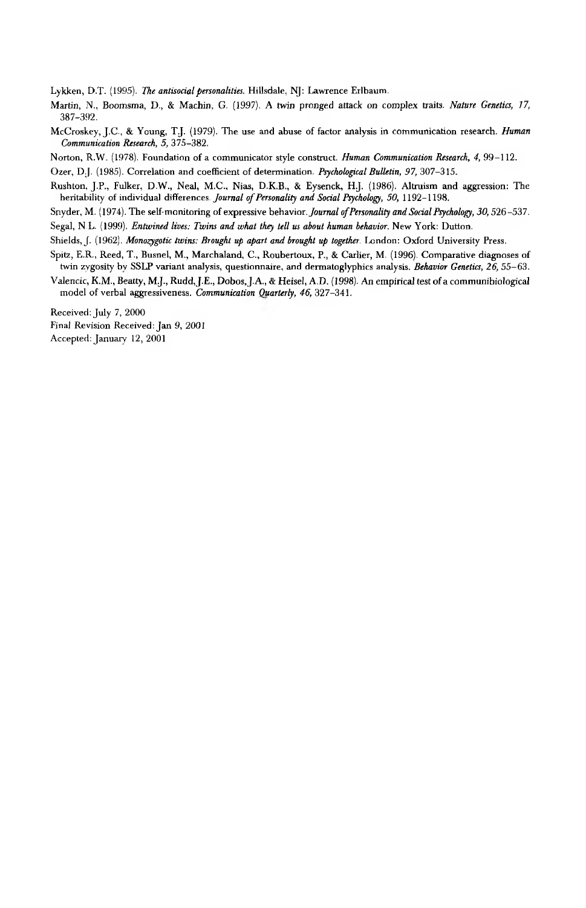Lykken, D.T. (1995). *The antisocial personalities.* Hillsdale, NJ: Lawrence Erlbaum.

Martin, N., Boomsma, D., & Machin, G. (1997). A twin pronged attack on complex traits. *Nature Genetics, 17,* 387–392.

McCroskey, J.C., & Young, T.J. (1979). The use and abuse of factor analysis in communication research. *Human Communication Research, 5,* 375–382.

Norton, R.W. (1978). Foundation of a communicator style construct. *Human Communication Research, 4,* 99–112.

Ozer, D.J. (1985). Correlation and coefficient of determination. *Psychological Bulletin, 97,* 307–315.

Rushton, J.P., Fulker, D.W., Neal, M.C., Nias, D.K.B., & Eysenck, H.J. (1986). Altruism and aggression: The heritability of individual differences. *Journal of Personality and Social Psychology, 50,* 1192–1198.

Snyder, M. (1974). The self-monitoring of expressive behavior. *Journal of Personality and Social Psychology, 30,* 526–537.

Segal, N L. (1999). *Entwined lives: Twins and what they tell us about human behavior.* New York: Dutton.

Shields, J. (1962). *Monozygotic twins: Brought up apart and brought up together.* London: Oxford University Press.

Spitz, E.R., Reed, T., Busnel, M., Marchaland, C., Roubertoux, P., & Carlier, M. (1996). Comparative diagnoses of twin zygosity by SSLP variant analysis, questionnaire, and dermatoglyphics analysis. *Behavior Genetics, 26,* 55–63.

Valencic, K.M., Beatty, M.J., Rudd, J.E., Dobos, J.A., & Heisel, A.D. (1998). An empirical test of a communibiological model of verbal aggressiveness. *Communication Quarterly, 46,* 327–341.

Received: July 7, 2000

Final Revision Received: Jan 9, 2001

Accepted: January 12, 2001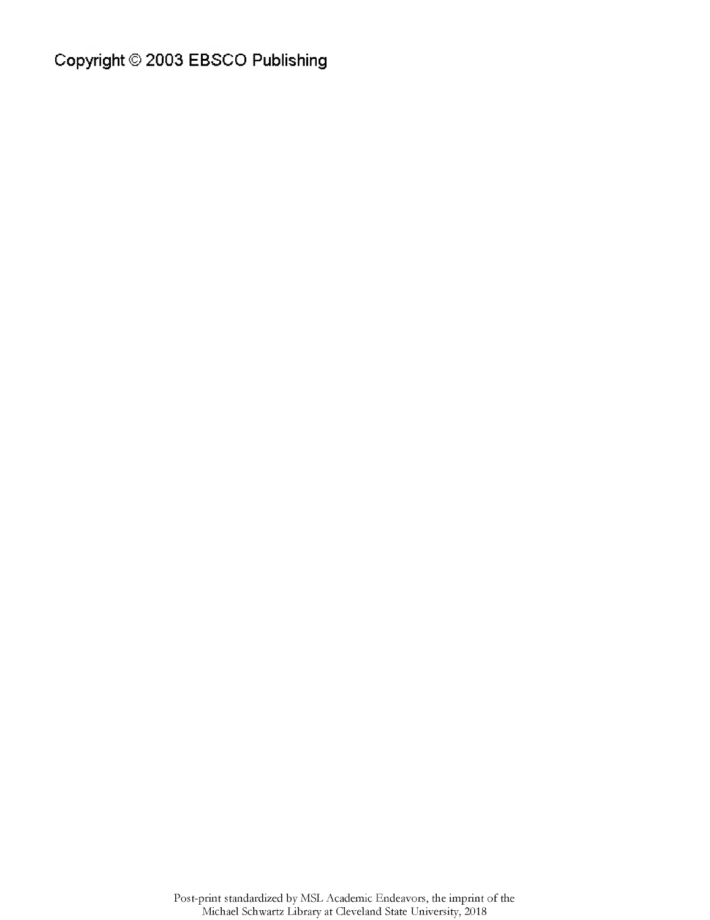Copyright © 2003 EBSCO Publishing

Post-print standardized by MSL Academic Endeavors, the imprint of the Michael Schwartz Library at Cleveland State University, 2018